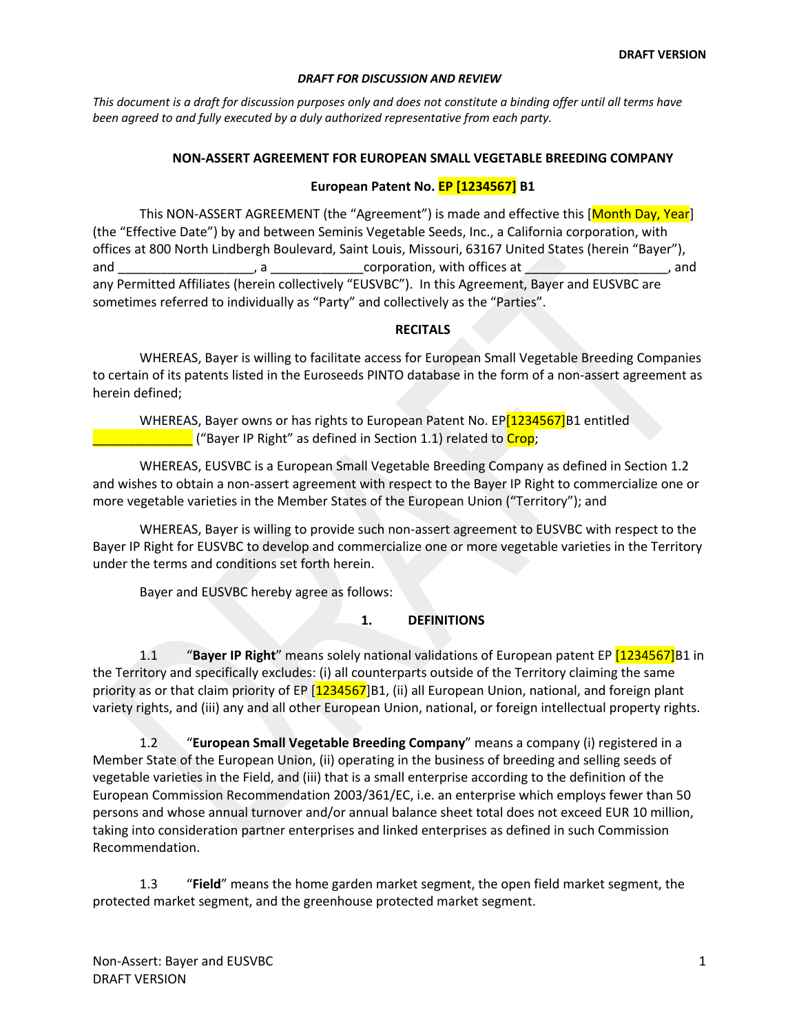**DRAFT VERSION**

***DRAFT FOR DISCUSSION AND REVIEW***

*This document is a draft for discussion purposes only and does not constitute a binding offer until all terms have been agreed to and fully executed by a duly authorized representative from each party.*

**NON-ASSERT AGREEMENT FOR EUROPEAN SMALL VEGETABLE BREEDING COMPANY**

**European Patent No. EP [1234567] B1**

This NON-ASSERT AGREEMENT (the "Agreement") is made and effective this [Month Day, Year] (the "Effective Date") by and between Seminis Vegetable Seeds, Inc., a California corporation, with offices at 800 North Lindbergh Boulevard, Saint Louis, Missouri, 63167 United States (herein "Bayer"), and ___________________, a _____________corporation, with offices at ____________________, and any Permitted Affiliates (herein collectively "EUSVBC"). In this Agreement, Bayer and EUSVBC are sometimes referred to individually as "Party" and collectively as the "Parties".

**RECITALS**

WHEREAS, Bayer is willing to facilitate access for European Small Vegetable Breeding Companies to certain of its patents listed in the Euroseeds PINTO database in the form of a non-assert agreement as herein defined;

WHEREAS, Bayer owns or has rights to European Patent No. EP[1234567]B1 entitled ______________ ("Bayer IP Right" as defined in Section 1.1) related to Crop;

WHEREAS, EUSVBC is a European Small Vegetable Breeding Company as defined in Section 1.2 and wishes to obtain a non-assert agreement with respect to the Bayer IP Right to commercialize one or more vegetable varieties in the Member States of the European Union ("Territory"); and

WHEREAS, Bayer is willing to provide such non-assert agreement to EUSVBC with respect to the Bayer IP Right for EUSVBC to develop and commercialize one or more vegetable varieties in the Territory under the terms and conditions set forth herein.

Bayer and EUSVBC hereby agree as follows:

**1. DEFINITIONS**

1.1 "**Bayer IP Right**" means solely national validations of European patent EP [1234567]B1 in the Territory and specifically excludes: (i) all counterparts outside of the Territory claiming the same priority as or that claim priority of EP [1234567]B1, (ii) all European Union, national, and foreign plant variety rights, and (iii) any and all other European Union, national, or foreign intellectual property rights.

1.2 "**European Small Vegetable Breeding Company**" means a company (i) registered in a Member State of the European Union, (ii) operating in the business of breeding and selling seeds of vegetable varieties in the Field, and (iii) that is a small enterprise according to the definition of the European Commission Recommendation 2003/361/EC, i.e. an enterprise which employs fewer than 50 persons and whose annual turnover and/or annual balance sheet total does not exceed EUR 10 million, taking into consideration partner enterprises and linked enterprises as defined in such Commission Recommendation.

1.3 "**Field**" means the home garden market segment, the open field market segment, the protected market segment, and the greenhouse protected market segment.

Non-Assert: Bayer and EUSVBC
DRAFT VERSION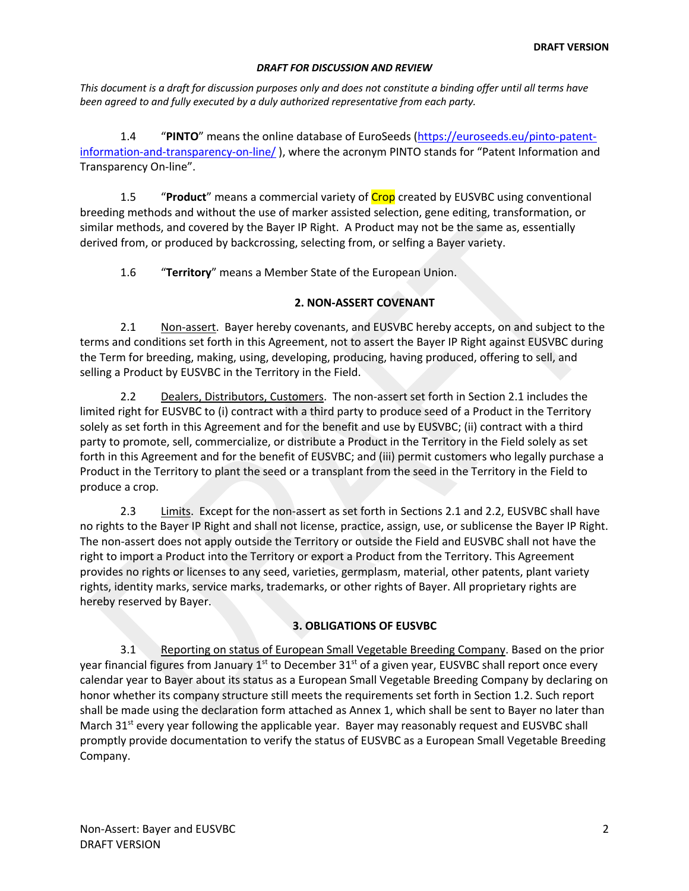**DRAFT VERSION**

***DRAFT FOR DISCUSSION AND REVIEW***

*This document is a draft for discussion purposes only and does not constitute a binding offer until all terms have been agreed to and fully executed by a duly authorized representative from each party.*

1.4 "**PINTO**" means the online database of EuroSeeds (https://euroseeds.eu/pinto-patent-information-and-transparency-on-line/ ), where the acronym PINTO stands for "Patent Information and Transparency On-line".

1.5 "**Product**" means a commercial variety of Crop created by EUSVBC using conventional breeding methods and without the use of marker assisted selection, gene editing, transformation, or similar methods, and covered by the Bayer IP Right. A Product may not be the same as, essentially derived from, or produced by backcrossing, selecting from, or selfing a Bayer variety.

1.6 "**Territory**" means a Member State of the European Union.

## 2. NON-ASSERT COVENANT

2.1 Non-assert. Bayer hereby covenants, and EUSVBC hereby accepts, on and subject to the terms and conditions set forth in this Agreement, not to assert the Bayer IP Right against EUSVBC during the Term for breeding, making, using, developing, producing, having produced, offering to sell, and selling a Product by EUSVBC in the Territory in the Field.

2.2 Dealers, Distributors, Customers. The non-assert set forth in Section 2.1 includes the limited right for EUSVBC to (i) contract with a third party to produce seed of a Product in the Territory solely as set forth in this Agreement and for the benefit and use by EUSVBC; (ii) contract with a third party to promote, sell, commercialize, or distribute a Product in the Territory in the Field solely as set forth in this Agreement and for the benefit of EUSVBC; and (iii) permit customers who legally purchase a Product in the Territory to plant the seed or a transplant from the seed in the Territory in the Field to produce a crop.

2.3 Limits. Except for the non-assert as set forth in Sections 2.1 and 2.2, EUSVBC shall have no rights to the Bayer IP Right and shall not license, practice, assign, use, or sublicense the Bayer IP Right. The non-assert does not apply outside the Territory or outside the Field and EUSVBC shall not have the right to import a Product into the Territory or export a Product from the Territory. This Agreement provides no rights or licenses to any seed, varieties, germplasm, material, other patents, plant variety rights, identity marks, service marks, trademarks, or other rights of Bayer. All proprietary rights are hereby reserved by Bayer.

## 3. OBLIGATIONS OF EUSVBC

3.1 Reporting on status of European Small Vegetable Breeding Company. Based on the prior year financial figures from January 1st to December 31st of a given year, EUSVBC shall report once every calendar year to Bayer about its status as a European Small Vegetable Breeding Company by declaring on honor whether its company structure still meets the requirements set forth in Section 1.2. Such report shall be made using the declaration form attached as Annex 1, which shall be sent to Bayer no later than March 31st every year following the applicable year. Bayer may reasonably request and EUSVBC shall promptly provide documentation to verify the status of EUSVBC as a European Small Vegetable Breeding Company.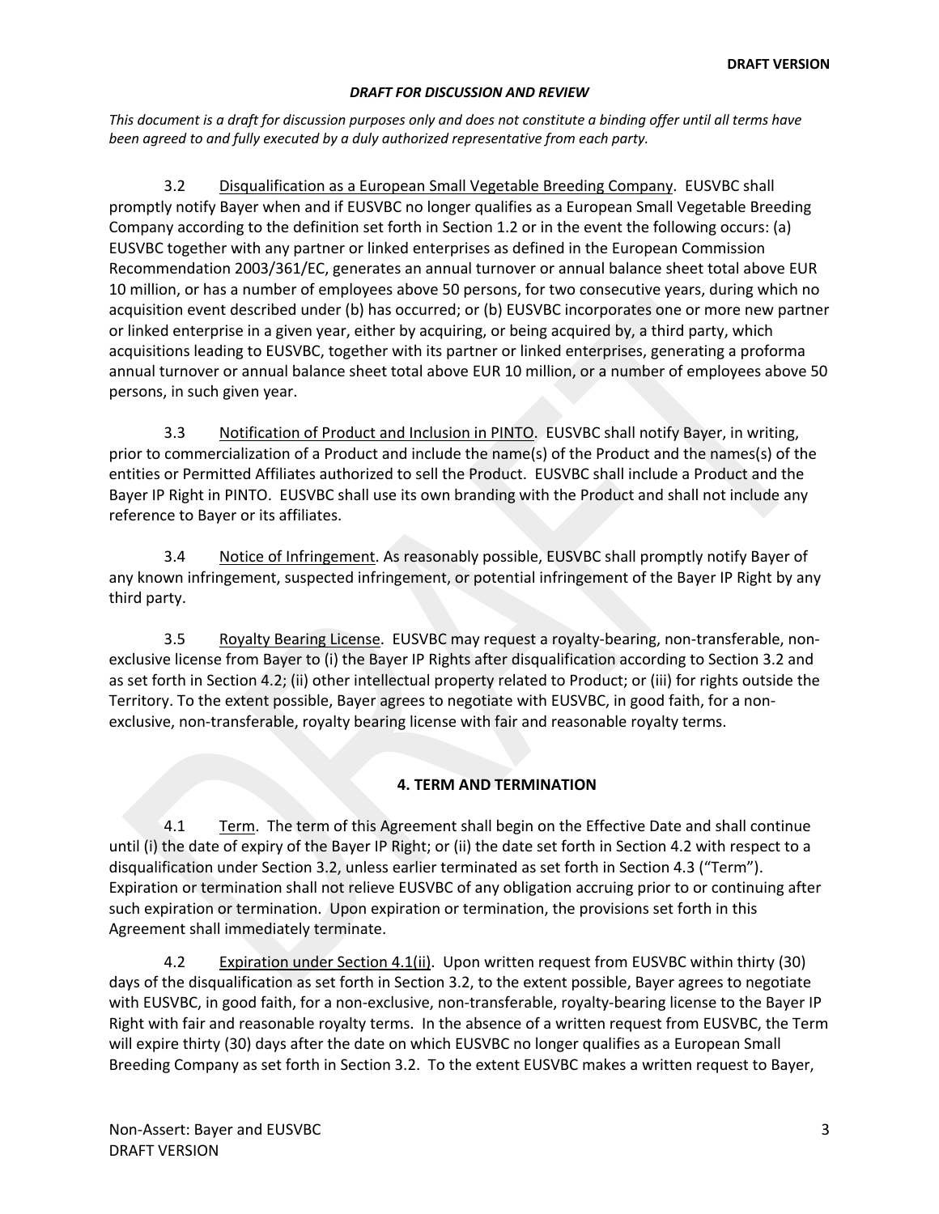*DRAFT FOR DISCUSSION AND REVIEW*

*This document is a draft for discussion purposes only and does not constitute a binding offer until all terms have been agreed to and fully executed by a duly authorized representative from each party.*

3.2 Disqualification as a European Small Vegetable Breeding Company. EUSVBC shall promptly notify Bayer when and if EUSVBC no longer qualifies as a European Small Vegetable Breeding Company according to the definition set forth in Section 1.2 or in the event the following occurs: (a) EUSVBC together with any partner or linked enterprises as defined in the European Commission Recommendation 2003/361/EC, generates an annual turnover or annual balance sheet total above EUR 10 million, or has a number of employees above 50 persons, for two consecutive years, during which no acquisition event described under (b) has occurred; or (b) EUSVBC incorporates one or more new partner or linked enterprise in a given year, either by acquiring, or being acquired by, a third party, which acquisitions leading to EUSVBC, together with its partner or linked enterprises, generating a proforma annual turnover or annual balance sheet total above EUR 10 million, or a number of employees above 50 persons, in such given year.

3.3 Notification of Product and Inclusion in PINTO. EUSVBC shall notify Bayer, in writing, prior to commercialization of a Product and include the name(s) of the Product and the names(s) of the entities or Permitted Affiliates authorized to sell the Product. EUSVBC shall include a Product and the Bayer IP Right in PINTO. EUSVBC shall use its own branding with the Product and shall not include any reference to Bayer or its affiliates.

3.4 Notice of Infringement. As reasonably possible, EUSVBC shall promptly notify Bayer of any known infringement, suspected infringement, or potential infringement of the Bayer IP Right by any third party.

3.5 Royalty Bearing License. EUSVBC may request a royalty-bearing, non-transferable, non-exclusive license from Bayer to (i) the Bayer IP Rights after disqualification according to Section 3.2 and as set forth in Section 4.2; (ii) other intellectual property related to Product; or (iii) for rights outside the Territory. To the extent possible, Bayer agrees to negotiate with EUSVBC, in good faith, for a non-exclusive, non-transferable, royalty bearing license with fair and reasonable royalty terms.

## 4. TERM AND TERMINATION

4.1 Term. The term of this Agreement shall begin on the Effective Date and shall continue until (i) the date of expiry of the Bayer IP Right; or (ii) the date set forth in Section 4.2 with respect to a disqualification under Section 3.2, unless earlier terminated as set forth in Section 4.3 ("Term"). Expiration or termination shall not relieve EUSVBC of any obligation accruing prior to or continuing after such expiration or termination. Upon expiration or termination, the provisions set forth in this Agreement shall immediately terminate.

4.2 Expiration under Section 4.1(ii). Upon written request from EUSVBC within thirty (30) days of the disqualification as set forth in Section 3.2, to the extent possible, Bayer agrees to negotiate with EUSVBC, in good faith, for a non-exclusive, non-transferable, royalty-bearing license to the Bayer IP Right with fair and reasonable royalty terms. In the absence of a written request from EUSVBC, the Term will expire thirty (30) days after the date on which EUSVBC no longer qualifies as a European Small Breeding Company as set forth in Section 3.2. To the extent EUSVBC makes a written request to Bayer,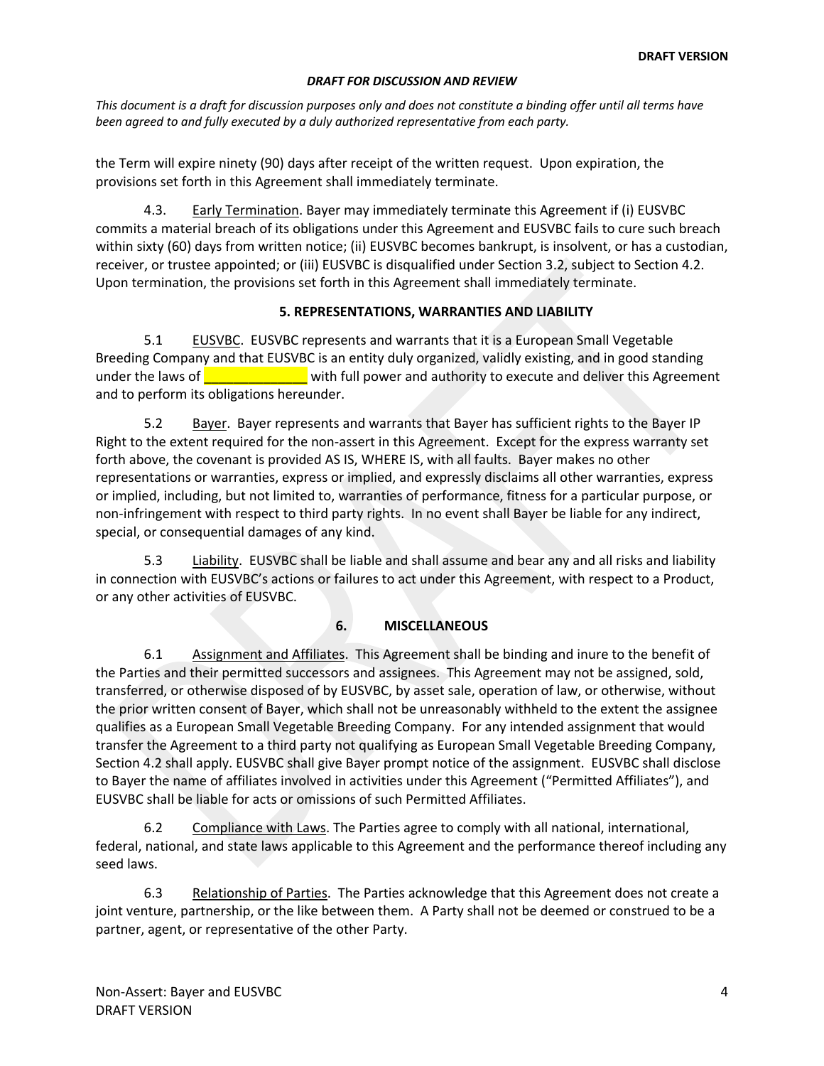**DRAFT VERSION**

***DRAFT FOR DISCUSSION AND REVIEW***

*This document is a draft for discussion purposes only and does not constitute a binding offer until all terms have been agreed to and fully executed by a duly authorized representative from each party.*

the Term will expire ninety (90) days after receipt of the written request. Upon expiration, the provisions set forth in this Agreement shall immediately terminate.

4.3. Early Termination. Bayer may immediately terminate this Agreement if (i) EUSVBC commits a material breach of its obligations under this Agreement and EUSVBC fails to cure such breach within sixty (60) days from written notice; (ii) EUSVBC becomes bankrupt, is insolvent, or has a custodian, receiver, or trustee appointed; or (iii) EUSVBC is disqualified under Section 3.2, subject to Section 4.2. Upon termination, the provisions set forth in this Agreement shall immediately terminate.

## 5. REPRESENTATIONS, WARRANTIES AND LIABILITY

5.1 EUSVBC. EUSVBC represents and warrants that it is a European Small Vegetable Breeding Company and that EUSVBC is an entity duly organized, validly existing, and in good standing under the laws of ______________ with full power and authority to execute and deliver this Agreement and to perform its obligations hereunder.

5.2 Bayer. Bayer represents and warrants that Bayer has sufficient rights to the Bayer IP Right to the extent required for the non-assert in this Agreement. Except for the express warranty set forth above, the covenant is provided AS IS, WHERE IS, with all faults. Bayer makes no other representations or warranties, express or implied, and expressly disclaims all other warranties, express or implied, including, but not limited to, warranties of performance, fitness for a particular purpose, or non-infringement with respect to third party rights. In no event shall Bayer be liable for any indirect, special, or consequential damages of any kind.

5.3 Liability. EUSVBC shall be liable and shall assume and bear any and all risks and liability in connection with EUSVBC's actions or failures to act under this Agreement, with respect to a Product, or any other activities of EUSVBC.

## 6. MISCELLANEOUS

6.1 Assignment and Affiliates. This Agreement shall be binding and inure to the benefit of the Parties and their permitted successors and assignees. This Agreement may not be assigned, sold, transferred, or otherwise disposed of by EUSVBC, by asset sale, operation of law, or otherwise, without the prior written consent of Bayer, which shall not be unreasonably withheld to the extent the assignee qualifies as a European Small Vegetable Breeding Company. For any intended assignment that would transfer the Agreement to a third party not qualifying as European Small Vegetable Breeding Company, Section 4.2 shall apply. EUSVBC shall give Bayer prompt notice of the assignment. EUSVBC shall disclose to Bayer the name of affiliates involved in activities under this Agreement ("Permitted Affiliates"), and EUSVBC shall be liable for acts or omissions of such Permitted Affiliates.

6.2 Compliance with Laws. The Parties agree to comply with all national, international, federal, national, and state laws applicable to this Agreement and the performance thereof including any seed laws.

6.3 Relationship of Parties. The Parties acknowledge that this Agreement does not create a joint venture, partnership, or the like between them. A Party shall not be deemed or construed to be a partner, agent, or representative of the other Party.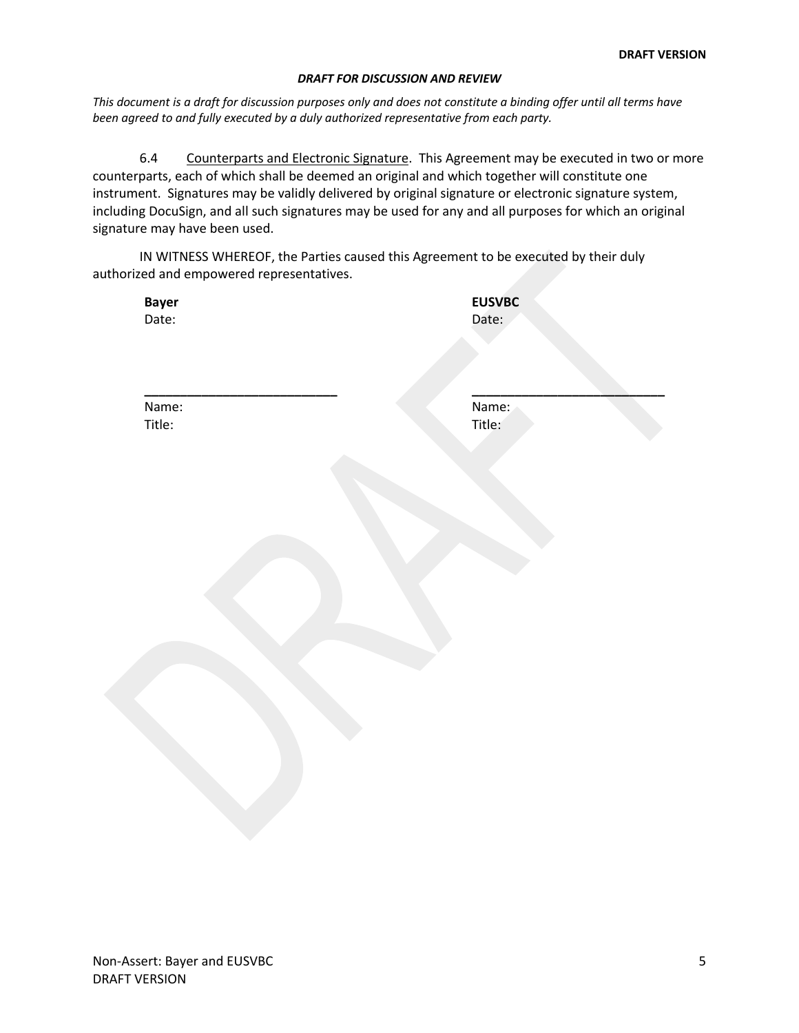***DRAFT FOR DISCUSSION AND REVIEW***

*This document is a draft for discussion purposes only and does not constitute a binding offer until all terms have been agreed to and fully executed by a duly authorized representative from each party.*

6.4 Counterparts and Electronic Signature. This Agreement may be executed in two or more counterparts, each of which shall be deemed an original and which together will constitute one instrument. Signatures may be validly delivered by original signature or electronic signature system, including DocuSign, and all such signatures may be used for any and all purposes for which an original signature may have been used.

IN WITNESS WHEREOF, the Parties caused this Agreement to be executed by their duly authorized and empowered representatives.

| **Bayer** | **EUSVBC** |
|---|---|
| Date: | Date: |
| ___________________________ | ___________________________ |
| Name: | Name: |
| Title: | Title: |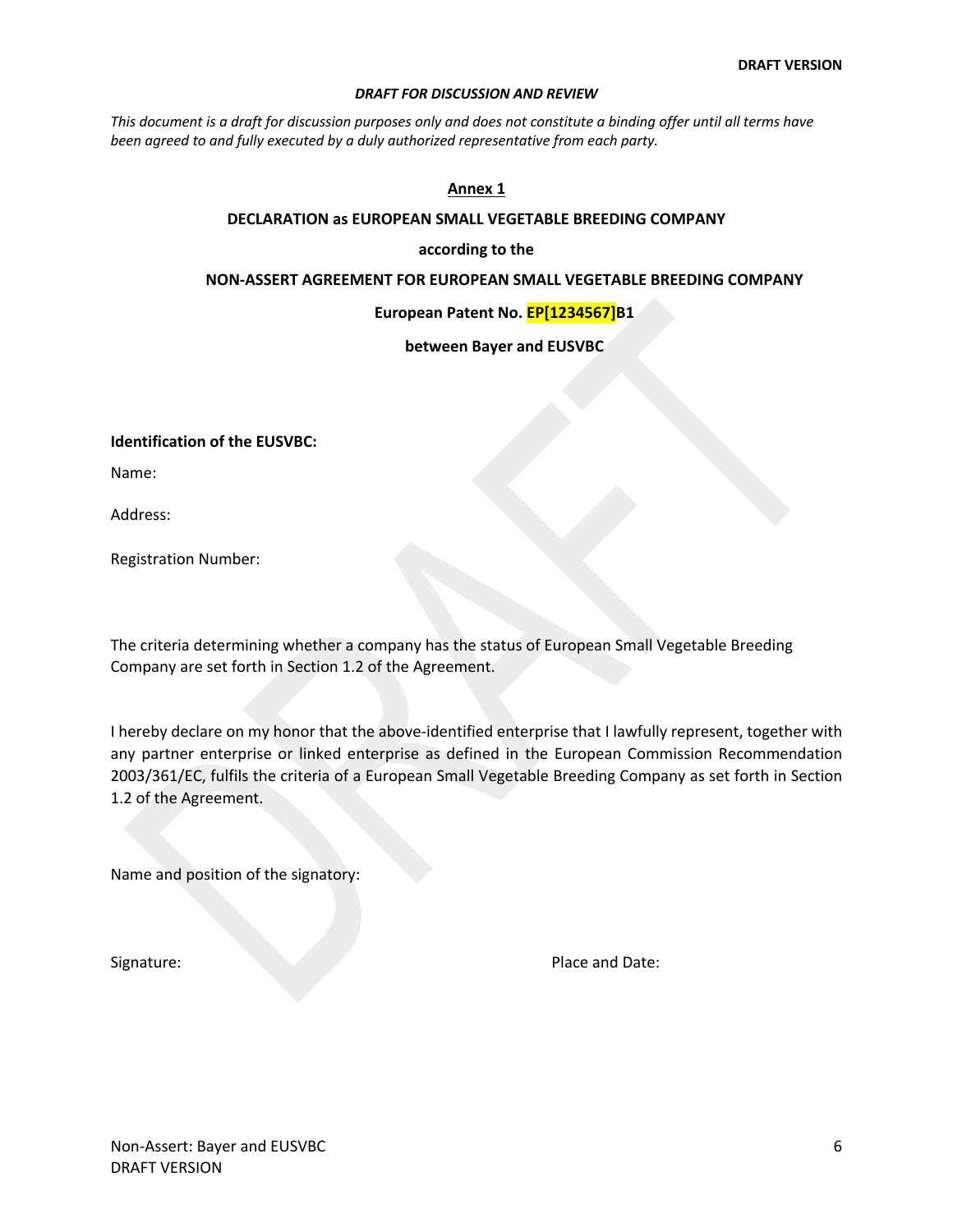**DRAFT VERSION**

***DRAFT FOR DISCUSSION AND REVIEW***

*This document is a draft for discussion purposes only and does not constitute a binding offer until all terms have been agreed to and fully executed by a duly authorized representative from each party.*

## Annex 1

**DECLARATION as EUROPEAN SMALL VEGETABLE BREEDING COMPANY**

**according to the**

**NON-ASSERT AGREEMENT FOR EUROPEAN SMALL VEGETABLE BREEDING COMPANY**

**European Patent No. EP[1234567]B1**

**between Bayer and EUSVBC**

**Identification of the EUSVBC:**

Name:

Address:

Registration Number:

The criteria determining whether a company has the status of European Small Vegetable Breeding Company are set forth in Section 1.2 of the Agreement.

I hereby declare on my honor that the above-identified enterprise that I lawfully represent, together with any partner enterprise or linked enterprise as defined in the European Commission Recommendation 2003/361/EC, fulfils the criteria of a European Small Vegetable Breeding Company as set forth in Section 1.2 of the Agreement.

Name and position of the signatory:

Signature:

Place and Date: